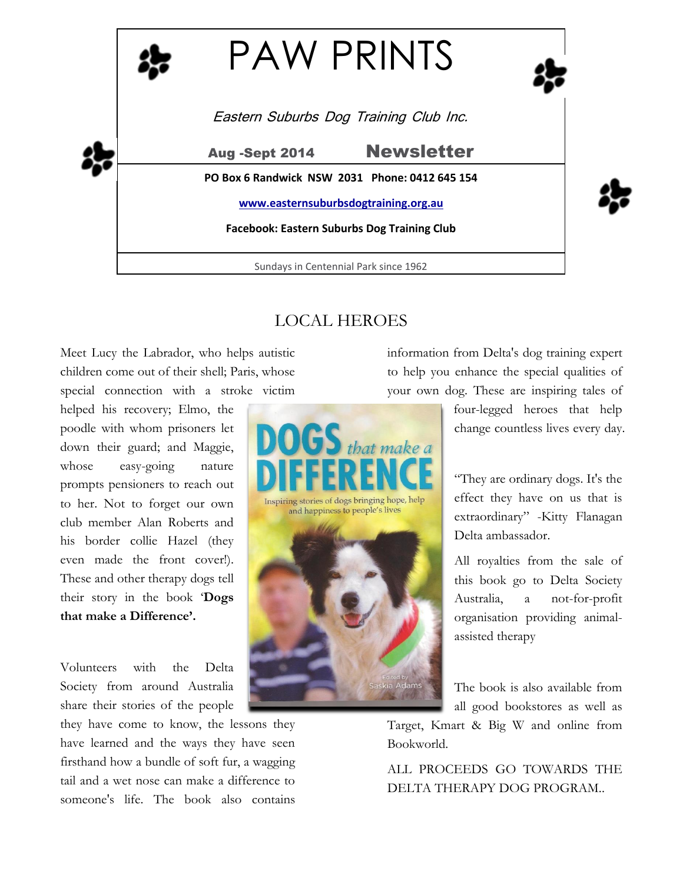# PAW PRINTS

*Eastern Suburbs Dog Training Club Inc.*

**Aug -Sept 2014** **Newsletter**

**PO Box 6 Randwick NSW 2031 Phone: 0412 645 154**

**www.easternsuburbsdogtraining.org.au**

**Facebook: Eastern Suburbs Dog Training Club**

Sundays in Centennial Park since 1962

## LOCAL HEROES

Meet Lucy the Labrador, who helps autistic children come out of their shell; Paris, whose special connection with a stroke victim helped his recovery; Elmo, the poodle with whom prisoners let down their guard; and Maggie, whose easy-going nature prompts pensioners to reach out to her. Not to forget our own club member Alan Roberts and his border collie Hazel (they even made the front cover!). These and other therapy dogs tell their story in the book **'Dogs that make a Difference'.**

Volunteers with the Delta Society from around Australia share their stories of the people they have come to know, the lessons they have learned and the ways they have seen firsthand how a bundle of soft fur, a wagging tail and a wet nose can make a difference to someone's life. The book also contains information from Delta's dog training expert to help you enhance the special qualities of your own dog. These are inspiring tales of four-legged heroes that help change countless lives every day.

"They are ordinary dogs. It's the effect they have on us that is extraordinary" -Kitty Flanagan Delta ambassador.

All royalties from the sale of this book go to Delta Society Australia, a not-for-profit organisation providing animal-assisted therapy

The book is also available from all good bookstores as well as Target, Kmart & Big W and online from Bookworld.

ALL PROCEEDS GO TOWARDS THE DELTA THERAPY DOG PROGRAM..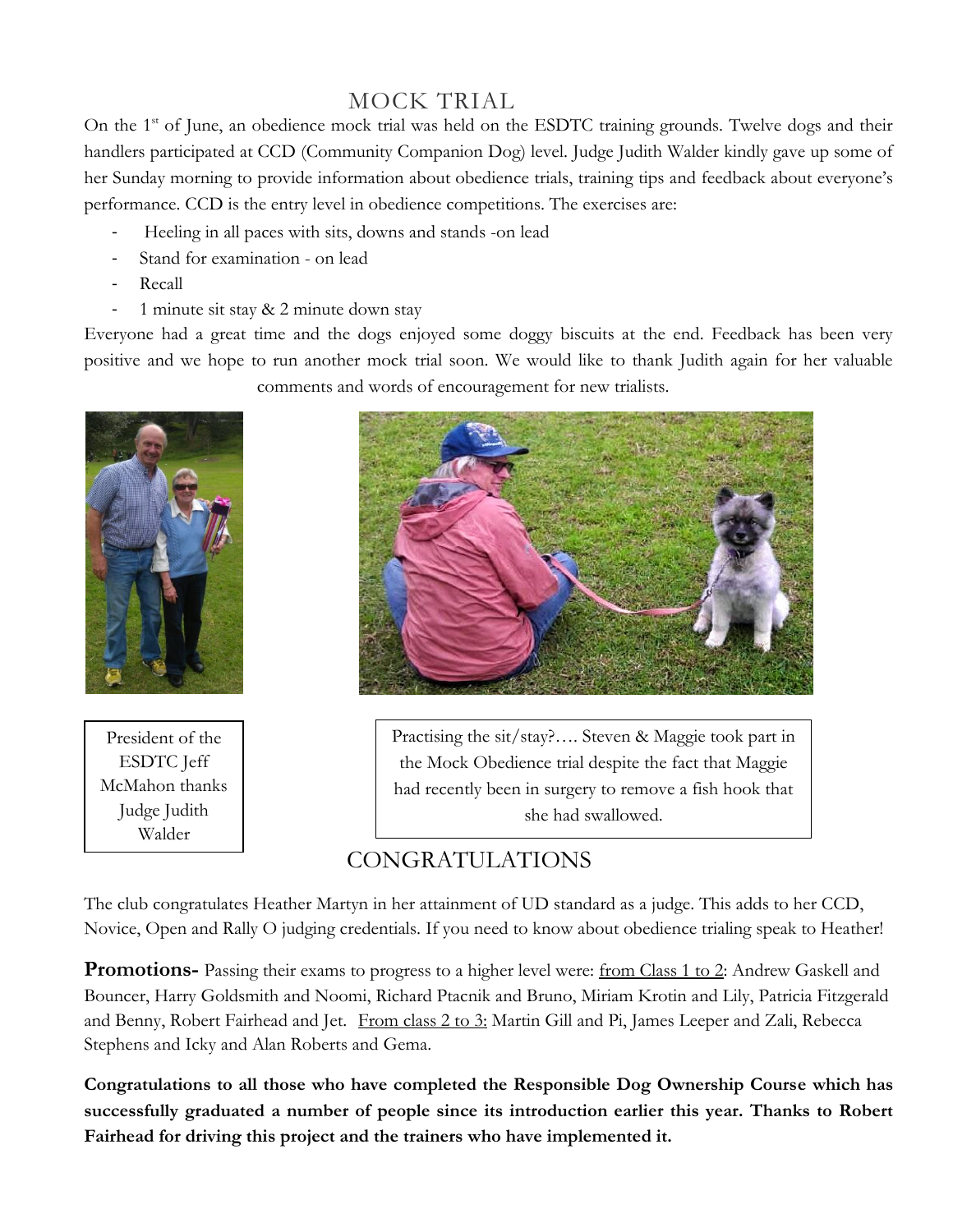## MOCK TRIAL

On the 1st of June, an obedience mock trial was held on the ESDTC training grounds. Twelve dogs and their handlers participated at CCD (Community Companion Dog) level. Judge Judith Walder kindly gave up some of her Sunday morning to provide information about obedience trials, training tips and feedback about everyone's performance. CCD is the entry level in obedience competitions. The exercises are:

- Heeling in all paces with sits, downs and stands -on lead
- Stand for examination - on lead
- Recall
- 1 minute sit stay & 2 minute down stay

Everyone had a great time and the dogs enjoyed some doggy biscuits at the end. Feedback has been very positive and we hope to run another mock trial soon. We would like to thank Judith again for her valuable comments and words of encouragement for new trialists.

President of the ESDTC Jeff McMahon thanks Judge Judith Walder

Practising the sit/stay?…. Steven & Maggie took part in the Mock Obedience trial despite the fact that Maggie had recently been in surgery to remove a fish hook that she had swallowed.

## CONGRATULATIONS

The club congratulates Heather Martyn in her attainment of UD standard as a judge. This adds to her CCD, Novice, Open and Rally O judging credentials. If you need to know about obedience trialing speak to Heather!

**Promotions-** Passing their exams to progress to a higher level were: from Class 1 to 2: Andrew Gaskell and Bouncer, Harry Goldsmith and Noomi, Richard Ptacnik and Bruno, Miriam Krotin and Lily, Patricia Fitzgerald and Benny, Robert Fairhead and Jet. From class 2 to 3: Martin Gill and Pi, James Leeper and Zali, Rebecca Stephens and Icky and Alan Roberts and Gema.

**Congratulations to all those who have completed the Responsible Dog Ownership Course which has successfully graduated a number of people since its introduction earlier this year. Thanks to Robert Fairhead for driving this project and the trainers who have implemented it.**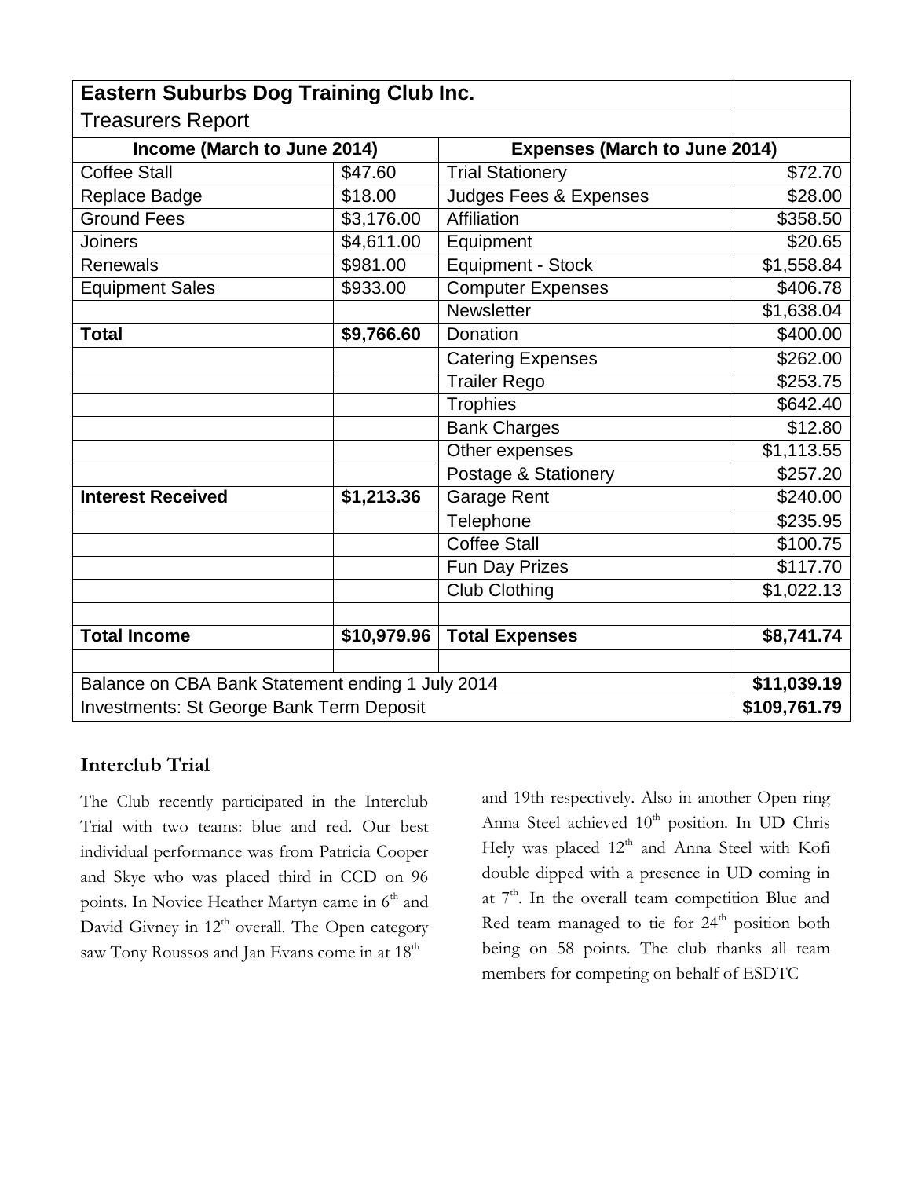| Eastern Suburbs Dog Training Club Inc. | | | |
|---|---|---|---|
| Treasurers Report | | | |
| **Income (March to June 2014)** | | **Expenses (March to June 2014)** | |
| Coffee Stall | $47.60 | Trial Stationery | $72.70 |
| Replace Badge | $18.00 | Judges Fees & Expenses | $28.00 |
| Ground Fees | $3,176.00 | Affiliation | $358.50 |
| Joiners | $4,611.00 | Equipment | $20.65 |
| Renewals | $981.00 | Equipment - Stock | $1,558.84 |
| Equipment Sales | $933.00 | Computer Expenses | $406.78 |
| | | Newsletter | $1,638.04 |
| **Total** | **$9,766.60** | Donation | $400.00 |
| | | Catering Expenses | $262.00 |
| | | Trailer Rego | $253.75 |
| | | Trophies | $642.40 |
| | | Bank Charges | $12.80 |
| | | Other expenses | $1,113.55 |
| | | Postage & Stationery | $257.20 |
| **Interest Received** | **$1,213.36** | Garage Rent | $240.00 |
| | | Telephone | $235.95 |
| | | Coffee Stall | $100.75 |
| | | Fun Day Prizes | $117.70 |
| | | Club Clothing | $1,022.13 |
| | | | |
| **Total Income** | **$10,979.96** | **Total Expenses** | **$8,741.74** |
| | | | |
| Balance on CBA Bank Statement ending 1 July 2014 | | | **$11,039.19** |
| Investments: St George Bank Term Deposit | | | **$109,761.79** |

## Interclub Trial

The Club recently participated in the Interclub Trial with two teams: blue and red. Our best individual performance was from Patricia Cooper and Skye who was placed third in CCD on 96 points. In Novice Heather Martyn came in 6th and David Givney in 12th overall. The Open category saw Tony Roussos and Jan Evans come in at 18th and 19th respectively. Also in another Open ring Anna Steel achieved 10th position. In UD Chris Hely was placed 12th and Anna Steel with Kofi double dipped with a presence in UD coming in at 7th. In the overall team competition Blue and Red team managed to tie for 24th position both being on 58 points. The club thanks all team members for competing on behalf of ESDTC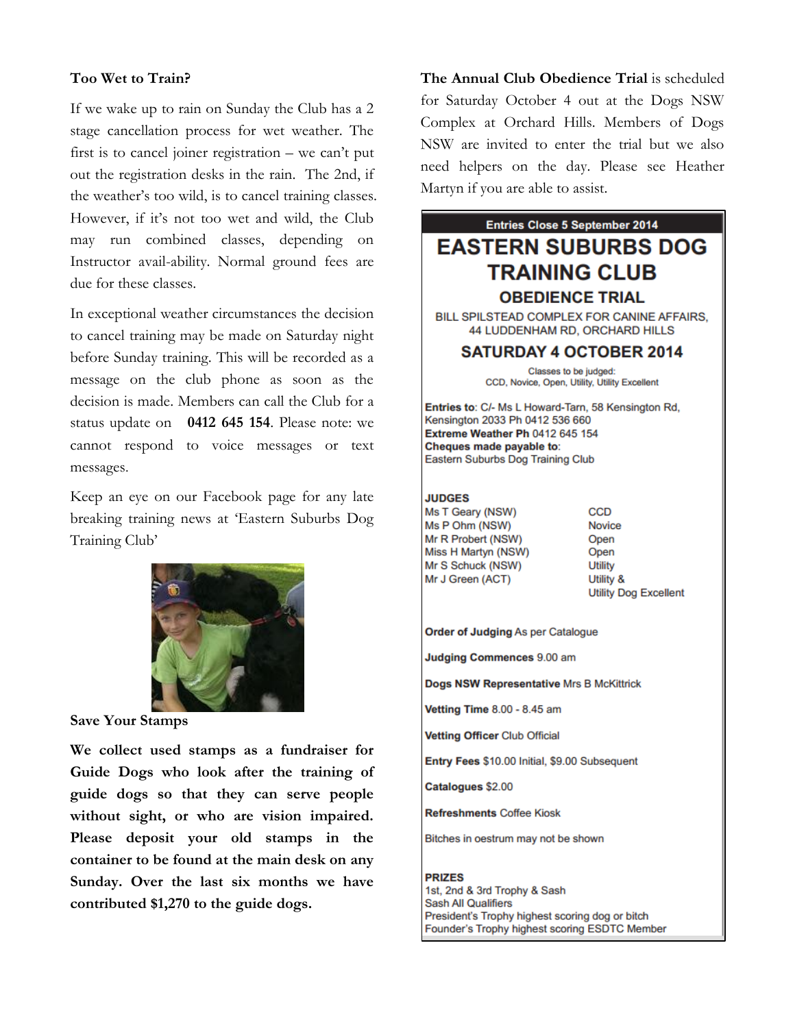**Too Wet to Train?**

If we wake up to rain on Sunday the Club has a 2 stage cancellation process for wet weather. The first is to cancel joiner registration – we can't put out the registration desks in the rain. The 2nd, if the weather's too wild, is to cancel training classes. However, if it's not too wet and wild, the Club may run combined classes, depending on Instructor avail-ability. Normal ground fees are due for these classes.

In exceptional weather circumstances the decision to cancel training may be made on Saturday night before Sunday training. This will be recorded as a message on the club phone as soon as the decision is made. Members can call the Club for a status update on **0412 645 154**. Please note: we cannot respond to voice messages or text messages.

Keep an eye on our Facebook page for any late breaking training news at 'Eastern Suburbs Dog Training Club'

**Save Your Stamps**

**We collect used stamps as a fundraiser for Guide Dogs who look after the training of guide dogs so that they can serve people without sight, or who are vision impaired. Please deposit your old stamps in the container to be found at the main desk on any Sunday. Over the last six months we have contributed $1,270 to the guide dogs.**

**The Annual Club Obedience Trial** is scheduled for Saturday October 4 out at the Dogs NSW Complex at Orchard Hills. Members of Dogs NSW are invited to enter the trial but we also need helpers on the day. Please see Heather Martyn if you are able to assist.

**Entries Close 5 September 2014**

# EASTERN SUBURBS DOG TRAINING CLUB

## OBEDIENCE TRIAL

BILL SPILSTEAD COMPLEX FOR CANINE AFFAIRS, 44 LUDDENHAM RD, ORCHARD HILLS

## SATURDAY 4 OCTOBER 2014

Classes to be judged:
CCD, Novice, Open, Utility, Utility Excellent

**Entries to**: C/- Ms L Howard-Tarn, 58 Kensington Rd, Kensington 2033 Ph 0412 536 660
**Extreme Weather Ph** 0412 645 154
**Cheques made payable to**:
Eastern Suburbs Dog Training Club

**JUDGES**

| | |
|---|---|
| Ms T Geary (NSW) | CCD |
| Ms P Ohm (NSW) | Novice |
| Mr R Probert (NSW) | Open |
| Miss H Martyn (NSW) | Open |
| Mr S Schuck (NSW) | Utility |
| Mr J Green (ACT) | Utility & Utility Dog Excellent |

**Order of Judging** As per Catalogue

**Judging Commences** 9.00 am

**Dogs NSW Representative** Mrs B McKittrick

**Vetting Time** 8.00 - 8.45 am

**Vetting Officer** Club Official

**Entry Fees** $10.00 Initial, $9.00 Subsequent

**Catalogues** $2.00

**Refreshments** Coffee Kiosk

Bitches in oestrum may not be shown

**PRIZES**
1st, 2nd & 3rd Trophy & Sash
Sash All Qualifiers
President's Trophy highest scoring dog or bitch
Founder's Trophy highest scoring ESDTC Member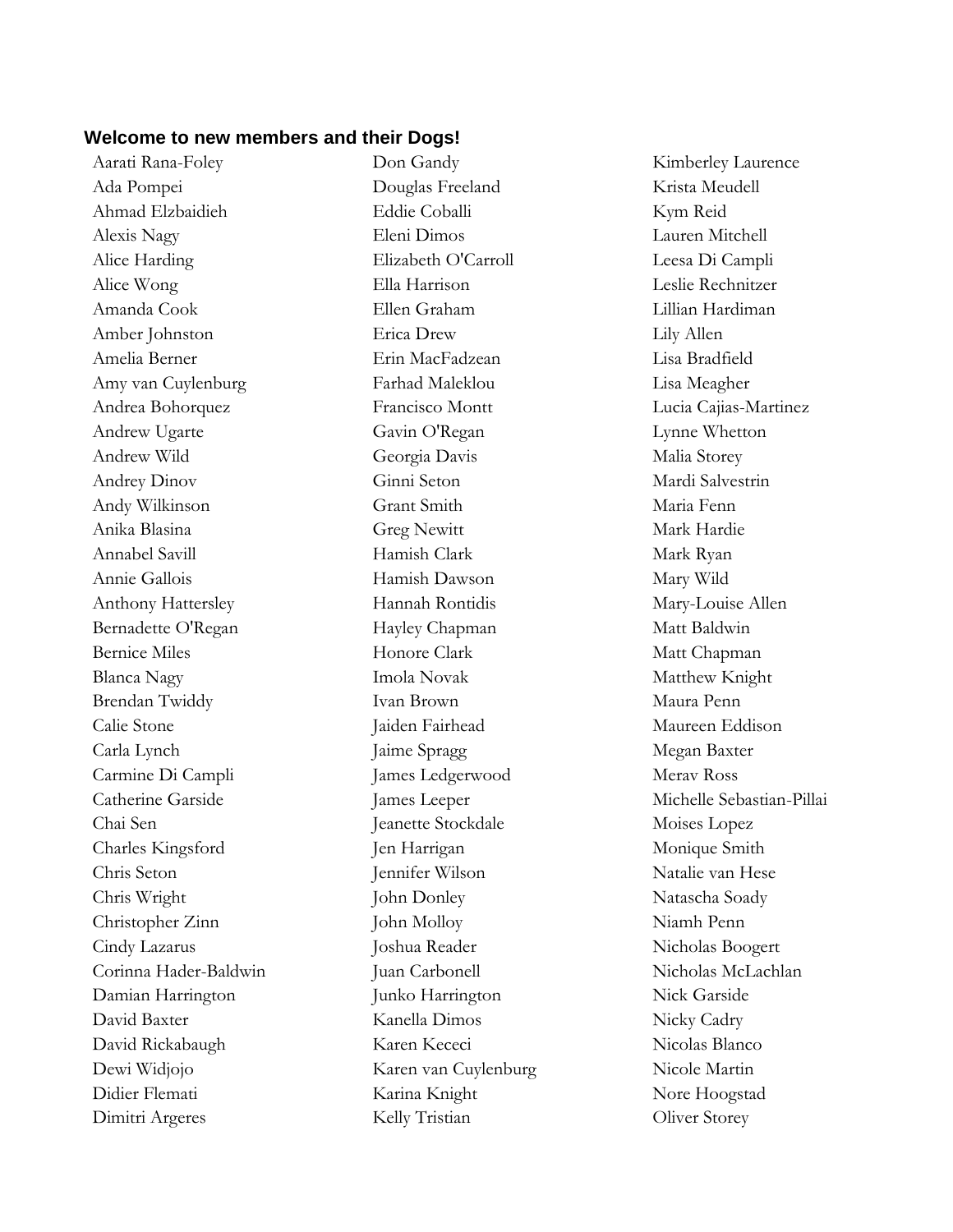### Welcome to new members and their Dogs!

Aarati Rana-Foley
Ada Pompei
Ahmad Elzbaidieh
Alexis Nagy
Alice Harding
Alice Wong
Amanda Cook
Amber Johnston
Amelia Berner
Amy van Cuylenburg
Andrea Bohorquez
Andrew Ugarte
Andrew Wild
Andrey Dinov
Andy Wilkinson
Anika Blasina
Annabel Savill
Annie Gallois
Anthony Hattersley
Bernadette O'Regan
Bernice Miles
Blanca Nagy
Brendan Twiddy
Calie Stone
Carla Lynch
Carmine Di Campli
Catherine Garside
Chai Sen
Charles Kingsford
Chris Seton
Chris Wright
Christopher Zinn
Cindy Lazarus
Corinna Hader-Baldwin
Damian Harrington
David Baxter
David Rickabaugh
Dewi Widjojo
Didier Flemati
Dimitri Argeres
Don Gandy
Douglas Freeland
Eddie Coballi
Eleni Dimos
Elizabeth O'Carroll
Ella Harrison
Ellen Graham
Erica Drew
Erin MacFadzean
Farhad Maleklou
Francisco Montt
Gavin O'Regan
Georgia Davis
Ginni Seton
Grant Smith
Greg Newitt
Hamish Clark
Hamish Dawson
Hannah Rontidis
Hayley Chapman
Honore Clark
Imola Novak
Ivan Brown
Jaiden Fairhead
Jaime Spragg
James Ledgerwood
James Leeper
Jeanette Stockdale
Jen Harrigan
Jennifer Wilson
John Donley
John Molloy
Joshua Reader
Juan Carbonell
Junko Harrington
Kanella Dimos
Karen Kececi
Karen van Cuylenburg
Karina Knight
Kelly Tristian
Kimberley Laurence
Krista Meudell
Kym Reid
Lauren Mitchell
Leesa Di Campli
Leslie Rechnitzer
Lillian Hardiman
Lily Allen
Lisa Bradfield
Lisa Meagher
Lucia Cajias-Martinez
Lynne Whetton
Malia Storey
Mardi Salvestrin
Maria Fenn
Mark Hardie
Mark Ryan
Mary Wild
Mary-Louise Allen
Matt Baldwin
Matt Chapman
Matthew Knight
Maura Penn
Maureen Eddison
Megan Baxter
Merav Ross
Michelle Sebastian-Pillai
Moises Lopez
Monique Smith
Natalie van Hese
Natascha Soady
Niamh Penn
Nicholas Boogert
Nicholas McLachlan
Nick Garside
Nicky Cadry
Nicolas Blanco
Nicole Martin
Nore Hoogstad
Oliver Storey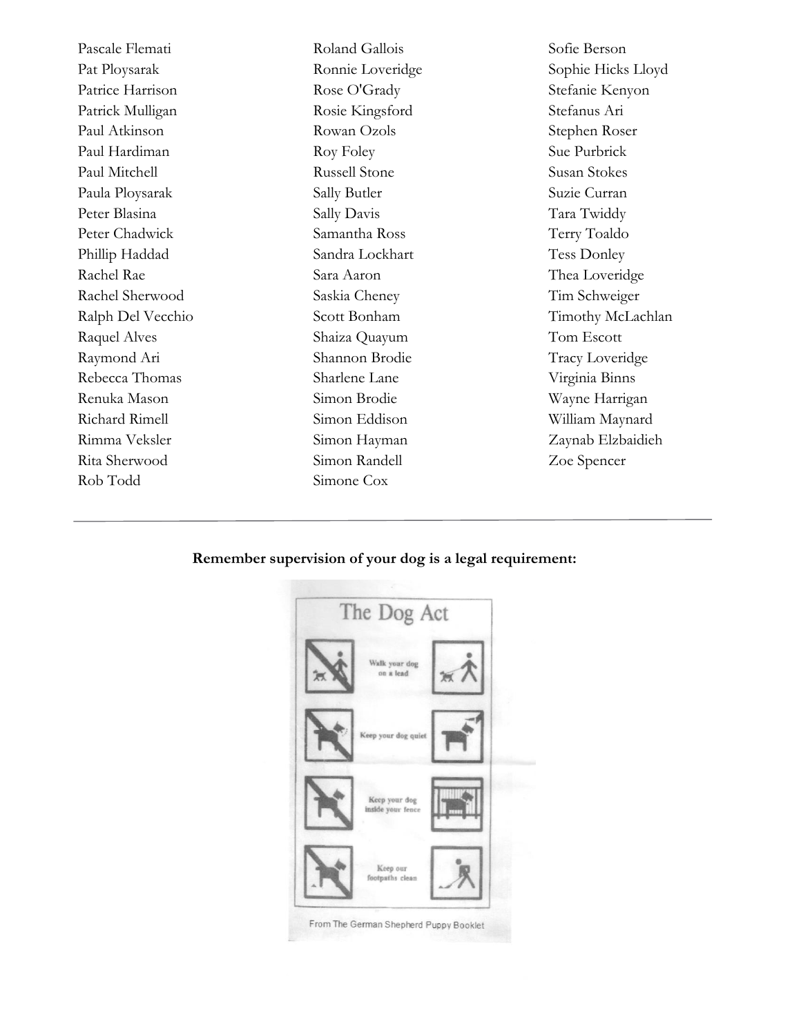Pascale Flemati
Pat Ploysarak
Patrice Harrison
Patrick Mulligan
Paul Atkinson
Paul Hardiman
Paul Mitchell
Paula Ploysarak
Peter Blasina
Peter Chadwick
Phillip Haddad
Rachel Rae
Rachel Sherwood
Ralph Del Vecchio
Raquel Alves
Raymond Ari
Rebecca Thomas
Renuka Mason
Richard Rimell
Rimma Veksler
Rita Sherwood
Rob Todd
Roland Gallois
Ronnie Loveridge
Rose O'Grady
Rosie Kingsford
Rowan Ozols
Roy Foley
Russell Stone
Sally Butler
Sally Davis
Samantha Ross
Sandra Lockhart
Sara Aaron
Saskia Cheney
Scott Bonham
Shaiza Quayum
Shannon Brodie
Sharlene Lane
Simon Brodie
Simon Eddison
Simon Hayman
Simon Randell
Simone Cox
Sofie Berson
Sophie Hicks Lloyd
Stefanie Kenyon
Stefanus Ari
Stephen Roser
Sue Purbrick
Susan Stokes
Suzie Curran
Tara Twiddy
Terry Toaldo
Tess Donley
Thea Loveridge
Tim Schweiger
Timothy McLachlan
Tom Escott
Tracy Loveridge
Virginia Binns
Wayne Harrigan
William Maynard
Zaynab Elzbaidieh
Zoe Spencer

---

**Remember supervision of your dog is a legal requirement:**

The Dog Act

Walk your dog on a lead

Keep your dog quiet

Keep your dog inside your fence

Keep our footpaths clean

From The German Shepherd Puppy Booklet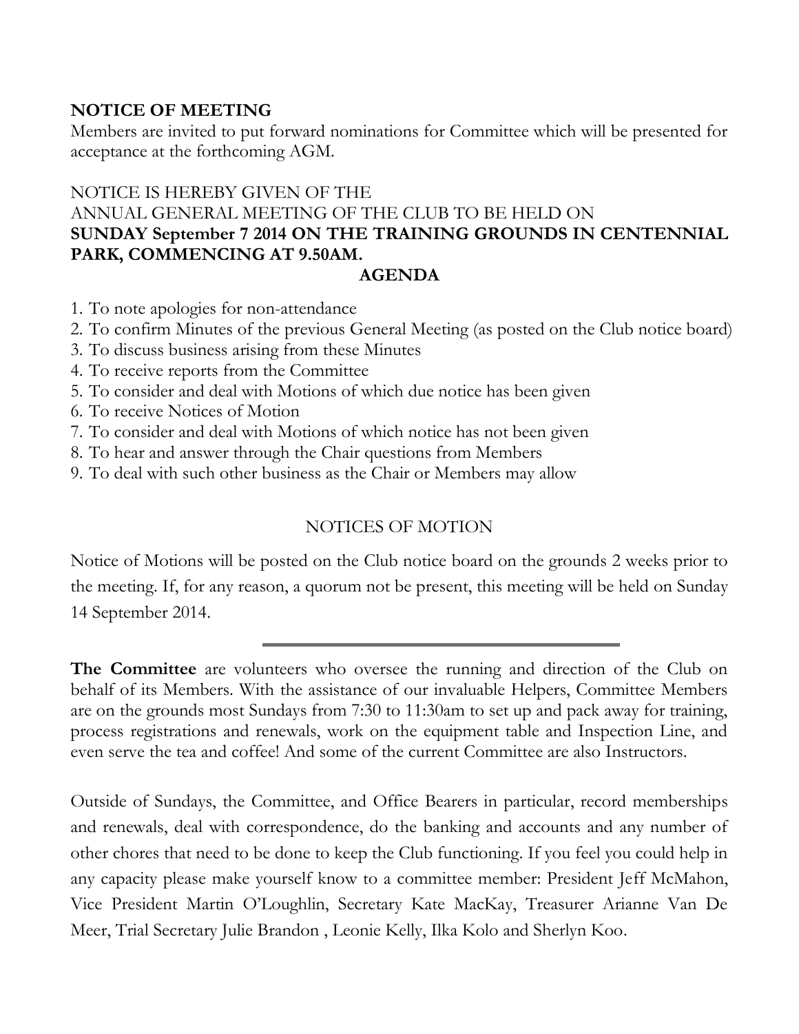**NOTICE OF MEETING**

Members are invited to put forward nominations for Committee which will be presented for acceptance at the forthcoming AGM.

NOTICE IS HEREBY GIVEN OF THE
ANNUAL GENERAL MEETING OF THE CLUB TO BE HELD ON
**SUNDAY September 7 2014 ON THE TRAINING GROUNDS IN CENTENNIAL PARK, COMMENCING AT 9.50AM.**

**AGENDA**

1. To note apologies for non-attendance
2. To confirm Minutes of the previous General Meeting (as posted on the Club notice board)
3. To discuss business arising from these Minutes
4. To receive reports from the Committee
5. To consider and deal with Motions of which due notice has been given
6. To receive Notices of Motion
7. To consider and deal with Motions of which notice has not been given
8. To hear and answer through the Chair questions from Members
9. To deal with such other business as the Chair or Members may allow

NOTICES OF MOTION

Notice of Motions will be posted on the Club notice board on the grounds 2 weeks prior to the meeting. If, for any reason, a quorum not be present, this meeting will be held on Sunday 14 September 2014.

---

**The Committee** are volunteers who oversee the running and direction of the Club on behalf of its Members. With the assistance of our invaluable Helpers, Committee Members are on the grounds most Sundays from 7:30 to 11:30am to set up and pack away for training, process registrations and renewals, work on the equipment table and Inspection Line, and even serve the tea and coffee! And some of the current Committee are also Instructors.

Outside of Sundays, the Committee, and Office Bearers in particular, record memberships and renewals, deal with correspondence, do the banking and accounts and any number of other chores that need to be done to keep the Club functioning. If you feel you could help in any capacity please make yourself know to a committee member: President Jeff McMahon, Vice President Martin O'Loughlin, Secretary Kate MacKay, Treasurer Arianne Van De Meer, Trial Secretary Julie Brandon , Leonie Kelly, Ilka Kolo and Sherlyn Koo.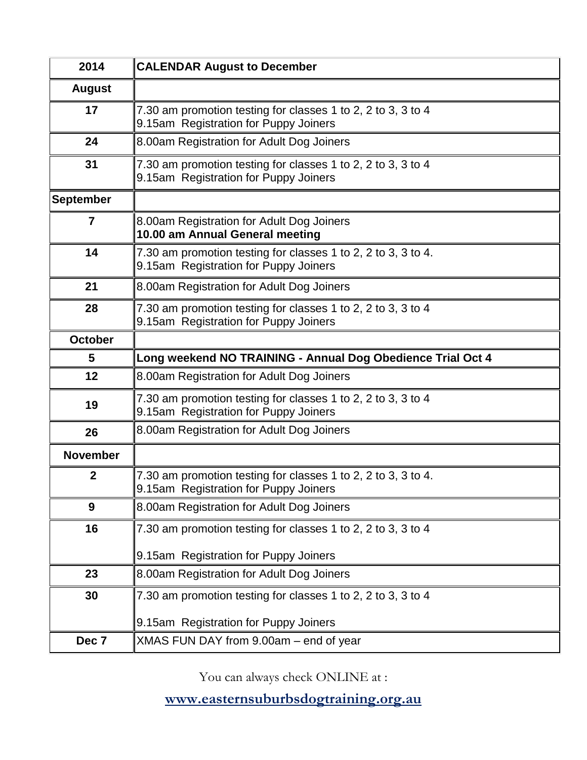| 2014 | **CALENDAR August to December** |
|---|---|
| **August** | |
| **17** | 7.30 am promotion testing for classes 1 to 2, 2 to 3, 3 to 4<br>9.15am Registration for Puppy Joiners |
| **24** | 8.00am Registration for Adult Dog Joiners |
| **31** | 7.30 am promotion testing for classes 1 to 2, 2 to 3, 3 to 4<br>9.15am Registration for Puppy Joiners |
| **September** | |
| **7** | 8.00am Registration for Adult Dog Joiners<br>**10.00 am Annual General meeting** |
| **14** | 7.30 am promotion testing for classes 1 to 2, 2 to 3, 3 to 4.<br>9.15am Registration for Puppy Joiners |
| **21** | 8.00am Registration for Adult Dog Joiners |
| **28** | 7.30 am promotion testing for classes 1 to 2, 2 to 3, 3 to 4<br>9.15am Registration for Puppy Joiners |
| **October** | |
| **5** | **Long weekend NO TRAINING - Annual Dog Obedience Trial Oct 4** |
| **12** | 8.00am Registration for Adult Dog Joiners |
| **19** | 7.30 am promotion testing for classes 1 to 2, 2 to 3, 3 to 4<br>9.15am Registration for Puppy Joiners |
| **26** | 8.00am Registration for Adult Dog Joiners |
| **November** | |
| **2** | 7.30 am promotion testing for classes 1 to 2, 2 to 3, 3 to 4.<br>9.15am Registration for Puppy Joiners |
| **9** | 8.00am Registration for Adult Dog Joiners |
| **16** | 7.30 am promotion testing for classes 1 to 2, 2 to 3, 3 to 4<br>9.15am Registration for Puppy Joiners |
| **23** | 8.00am Registration for Adult Dog Joiners |
| **30** | 7.30 am promotion testing for classes 1 to 2, 2 to 3, 3 to 4<br>9.15am Registration for Puppy Joiners |
| **Dec 7** | XMAS FUN DAY from 9.00am – end of year |

You can always check ONLINE at :

**www.easternsuburbsdogtraining.org.au**